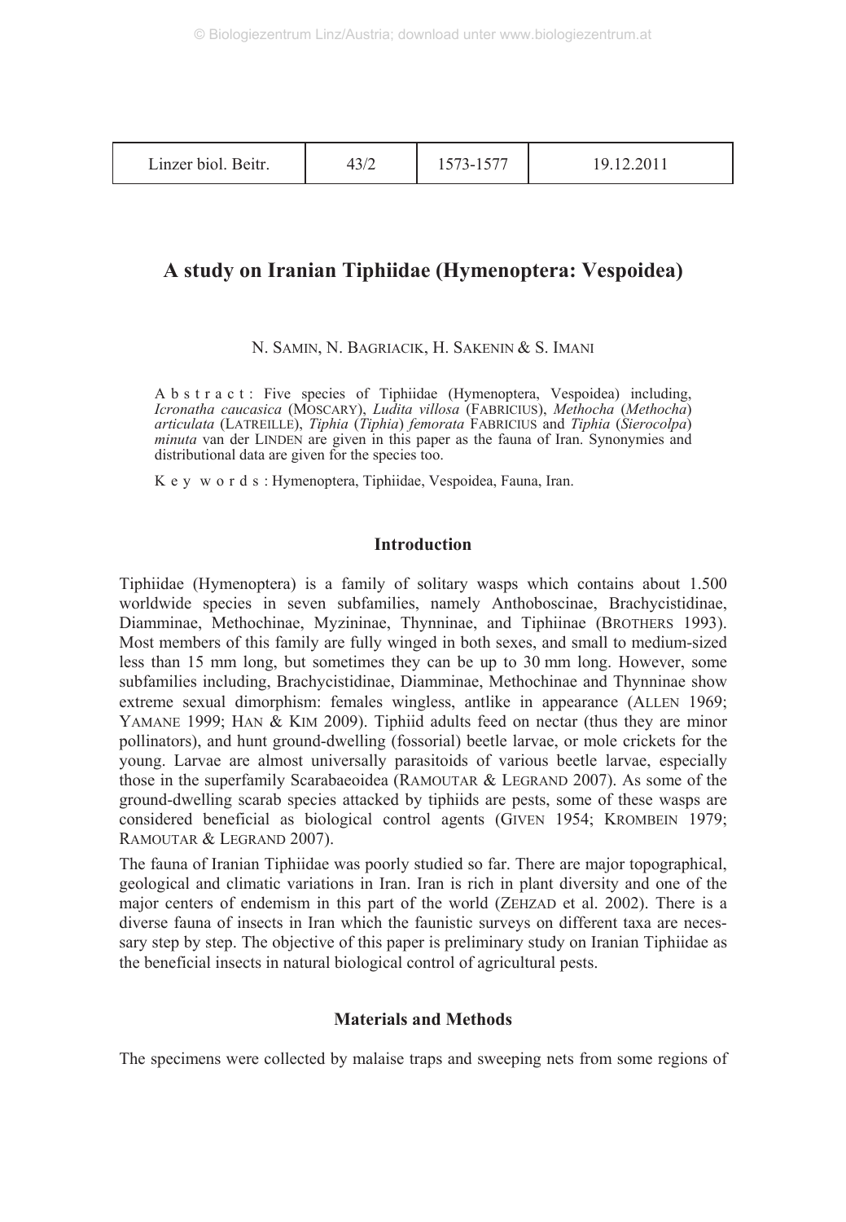# A study on Iranian Tiphiidae (Hymenoptera: Vespoidea)

N. SAMIN, N. BAGRIACIK, H. SAKENIN & S. IMANI

Abstract: Five species of Tiphiidae (Hymenoptera, Vespoidea) including, *Icronatha caucasica* (MOSCARY), *Ludita villosa* (FABRICIUS), *Methocha* (*Methocha*) *articulata* (LATREILLE), *Tiphia* (*Tiphia*) *femorata* FABRICIUS and *Tiphia* (*Sierocolpa*) *minuta* van der LINDEN are given in this paper as the fauna of Iran. Synonymies and distributional data are given for the species too.

Key words: Hymenoptera, Tiphiidae, Vespoidea, Fauna, Iran.

## Introduction

Tiphiidae (Hymenoptera) is a family of solitary wasps which contains about 1.500 worldwide species in seven subfamilies, namely Anthoboscinae, Brachycistidinae, Diamminae, Methochinae, Myzininae, Thynninae, and Tiphiinae (BROTHERS 1993). Most members of this family are fully winged in both sexes, and small to medium-sized less than 15 mm long, but sometimes they can be up to 30 mm long. However, some subfamilies including, Brachycistidinae, Diamminae, Methochinae and Thynninae show extreme sexual dimorphism: females wingless, antlike in appearance (ALLEN 1969; YAMANE 1999; HAN & KIM 2009). Tiphiid adults feed on nectar (thus they are minor pollinators), and hunt ground-dwelling (fossorial) beetle larvae, or mole crickets for the young. Larvae are almost universally parasitoids of various beetle larvae, especially those in the superfamily Scarabaeoidea (RAMOUTAR & LEGRAND 2007). As some of the ground-dwelling scarab species attacked by tiphiids are pests, some of these wasps are considered beneficial as biological control agents (GIVEN 1954; KROMBEIN 1979; RAMOUTAR & LEGRAND 2007).

The fauna of Iranian Tiphiidae was poorly studied so far. There are major topographical, geological and climatic variations in Iran. Iran is rich in plant diversity and one of the major centers of endemism in this part of the world (ZEHZAD et al. 2002). There is a diverse fauna of insects in Iran which the faunistic surveys on different taxa are necessary step by step. The objective of this paper is preliminary study on Iranian Tiphiidae as the beneficial insects in natural biological control of agricultural pests.

## Materials and Methods

The specimens were collected by malaise traps and sweeping nets from some regions of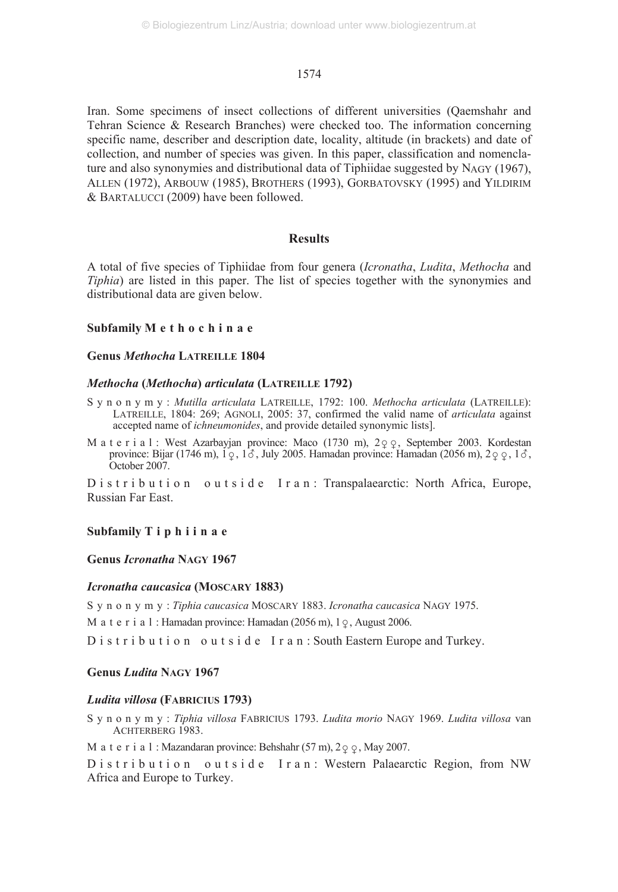Iran. Some specimens of insect collections of different universities (Qaemshahr and Tehran Science & Research Branches) were checked too. The information concerning specific name, describer and description date, locality, altitude (in brackets) and date of collection, and number of species was given. In this paper, classification and nomenclature and also synonymies and distributional data of Tiphiidae suggested by NAGY (1967), ALLEN (1972), ARBOUW (1985), BROTHERS (1993), GORBATOVSKY (1995) and YILDIRIM & BARTALUCCI (2009) have been followed.

## Results

A total of five species of Tiphiidae from four genera (*Icronatha*, *Ludita*, *Methocha* and *Tiphia*) are listed in this paper. The list of species together with the synonymies and distributional data are given below.

### Subfamily Methochinae

#### Genus *Methocha* LATREILLE 1804

##### *Methocha* (*Methocha*) *articulata* (LATREILLE 1792)

Synonymy: *Mutilla articulata* LATREILLE, 1792: 100. *Methocha articulata* (LATREILLE): LATREILLE, 1804: 269; AGNOLI, 2005: 37, confirmed the valid name of *articulata* against accepted name of *ichneumonides*, and provide detailed synonymic lists].

Material: West Azarbayjan province: Maco (1730 m), 2♀♀, September 2003. Kordestan province: Bijar (1746 m), 1♀, 1♂, July 2005. Hamadan province: Hamadan (2056 m), 2♀♀, 1♂, October 2007.

Distribution outside Iran: Transpalaearctic: North Africa, Europe, Russian Far East.

### Subfamily Tiphiinae

#### Genus *Icronatha* NAGY 1967

##### *Icronatha caucasica* (MOSCARY 1883)

Synonymy: *Tiphia caucasica* MOSCARY 1883. *Icronatha caucasica* NAGY 1975.

Material: Hamadan province: Hamadan (2056 m), 1♀, August 2006.

Distribution outside Iran: South Eastern Europe and Turkey.

#### Genus *Ludita* NAGY 1967

##### *Ludita villosa* (FABRICIUS 1793)

Synonymy: *Tiphia villosa* FABRICIUS 1793. *Ludita morio* NAGY 1969. *Ludita villosa* van ACHTERBERG 1983.

Material: Mazandaran province: Behshahr (57 m), 2♀♀, May 2007.

Distribution outside Iran: Western Palaearctic Region, from NW Africa and Europe to Turkey.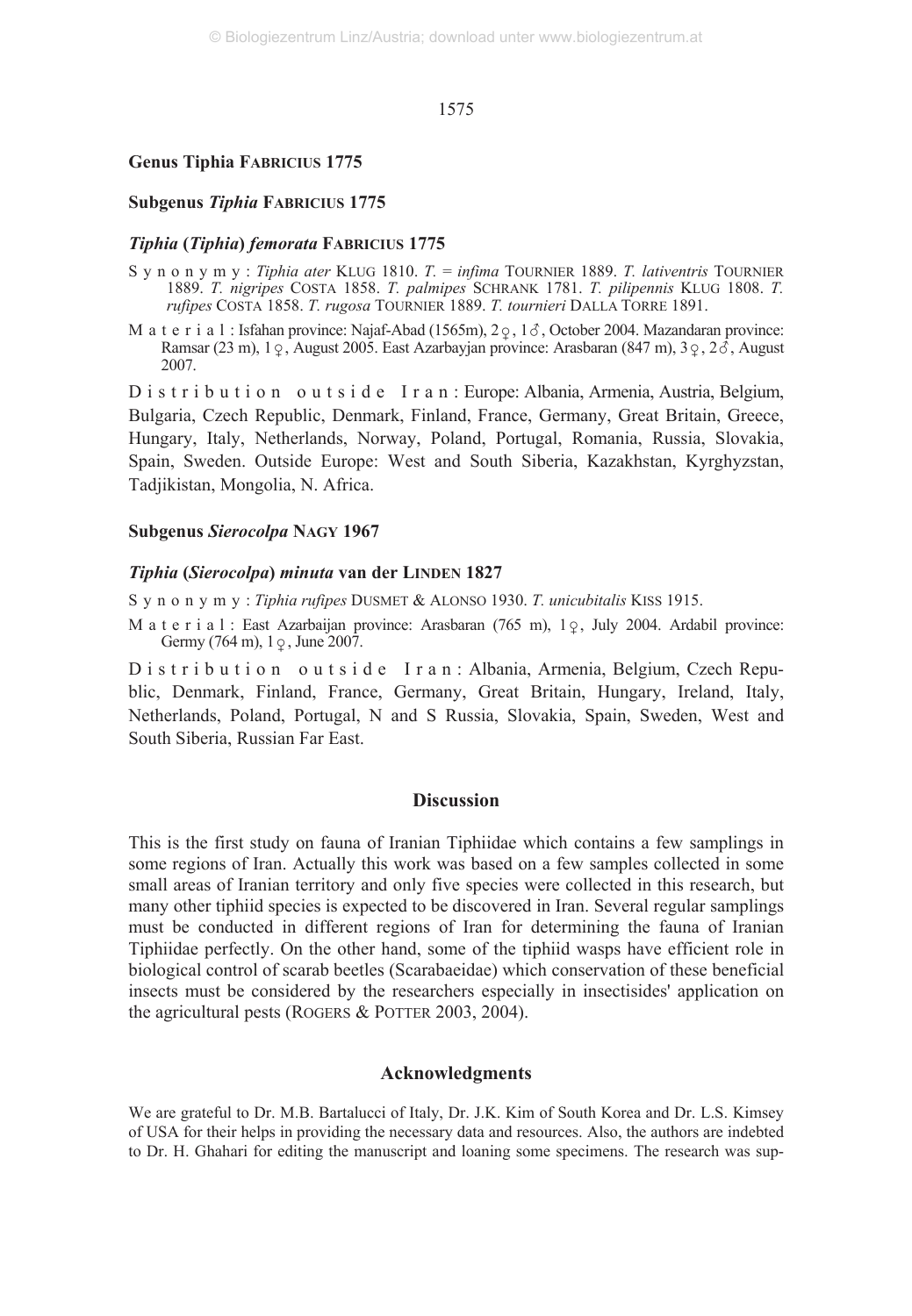**Genus Tiphia FABRICIUS 1775**

**Subgenus *Tiphia* FABRICIUS 1775**

***Tiphia* (*Tiphia*) *femorata* FABRICIUS 1775**

Synonymy: *Tiphia ater* KLUG 1810. *T. = infima* TOURNIER 1889. *T. lativentris* TOURNIER 1889. *T. nigripes* COSTA 1858. *T. palmipes* SCHRANK 1781. *T. pilipennis* KLUG 1808. *T. rufipes* COSTA 1858. *T. rugosa* TOURNIER 1889. *T. tournieri* DALLA TORRE 1891.

Material: Isfahan province: Najaf-Abad (1565m), 2♀, 1♂, October 2004. Mazandaran province: Ramsar (23 m), 1♀, August 2005. East Azarbayjan province: Arasbaran (847 m), 3♀, 2♂, August 2007.

Distribution outside Iran: Europe: Albania, Armenia, Austria, Belgium, Bulgaria, Czech Republic, Denmark, Finland, France, Germany, Great Britain, Greece, Hungary, Italy, Netherlands, Norway, Poland, Portugal, Romania, Russia, Slovakia, Spain, Sweden. Outside Europe: West and South Siberia, Kazakhstan, Kyrghyzstan, Tadjikistan, Mongolia, N. Africa.

**Subgenus *Sierocolpa* NAGY 1967**

***Tiphia* (*Sierocolpa*) *minuta* van der LINDEN 1827**

Synonymy: *Tiphia rufipes* DUSMET & ALONSO 1930. *T. unicubitalis* KISS 1915.

Material: East Azarbaijan province: Arasbaran (765 m), 1♀, July 2004. Ardabil province: Germy (764 m), 1♀, June 2007.

Distribution outside Iran: Albania, Armenia, Belgium, Czech Republic, Denmark, Finland, France, Germany, Great Britain, Hungary, Ireland, Italy, Netherlands, Poland, Portugal, N and S Russia, Slovakia, Spain, Sweden, West and South Siberia, Russian Far East.

## Discussion

This is the first study on fauna of Iranian Tiphiidae which contains a few samplings in some regions of Iran. Actually this work was based on a few samples collected in some small areas of Iranian territory and only five species were collected in this research, but many other tiphiid species is expected to be discovered in Iran. Several regular samplings must be conducted in different regions of Iran for determining the fauna of Iranian Tiphiidae perfectly. On the other hand, some of the tiphiid wasps have efficient role in biological control of scarab beetles (Scarabaeidae) which conservation of these beneficial insects must be considered by the researchers especially in insectisides' application on the agricultural pests (ROGERS & POTTER 2003, 2004).

## Acknowledgments

We are grateful to Dr. M.B. Bartalucci of Italy, Dr. J.K. Kim of South Korea and Dr. L.S. Kimsey of USA for their helps in providing the necessary data and resources. Also, the authors are indebted to Dr. H. Ghahari for editing the manuscript and loaning some specimens. The research was sup-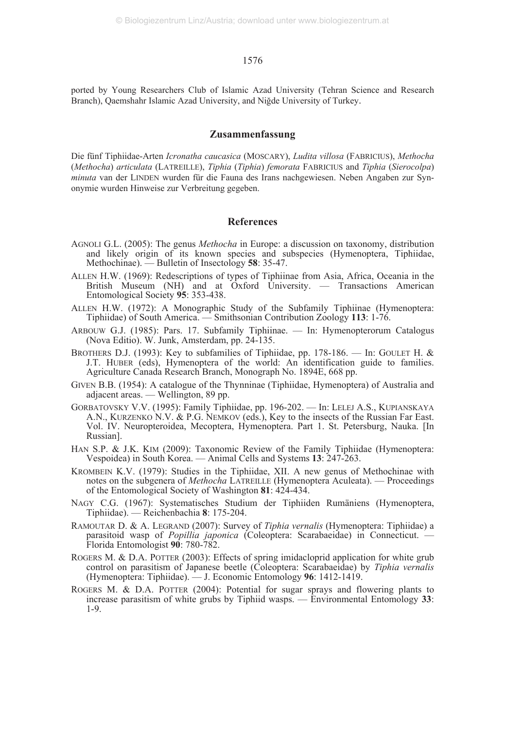ported by Young Researchers Club of Islamic Azad University (Tehran Science and Research Branch), Qaemshahr Islamic Azad University, and Niğde University of Turkey.

## Zusammenfassung

Die fünf Tiphiidae-Arten *Icronatha caucasica* (MOSCARY), *Ludita villosa* (FABRICIUS), *Methocha* (*Methocha*) *articulata* (LATREILLE), *Tiphia* (*Tiphia*) *femorata* FABRICIUS and *Tiphia* (*Sierocolpa*) *minuta* van der LINDEN wurden für die Fauna des Irans nachgewiesen. Neben Angaben zur Synonymie wurden Hinweise zur Verbreitung gegeben.

## References

AGNOLI G.L. (2005): The genus *Methocha* in Europe: a discussion on taxonomy, distribution and likely origin of its known species and subspecies (Hymenoptera, Tiphiidae, Methochinae). — Bulletin of Insectology **58**: 35-47.

ALLEN H.W. (1969): Redescriptions of types of Tiphiinae from Asia, Africa, Oceania in the British Museum (NH) and at Oxford University. — Transactions American Entomological Society **95**: 353-438.

ALLEN H.W. (1972): A Monographic Study of the Subfamily Tiphiinae (Hymenoptera: Tiphiidae) of South America. — Smithsonian Contribution Zoology **113**: 1-76.

ARBOUW G.J. (1985): Pars. 17. Subfamily Tiphiinae. — In: Hymenopterorum Catalogus (Nova Editio). W. Junk, Amsterdam, pp. 24-135.

BROTHERS D.J. (1993): Key to subfamilies of Tiphiidae, pp. 178-186. — In: GOULET H. & J.T. HUBER (eds), Hymenoptera of the world: An identification guide to families. Agriculture Canada Research Branch, Monograph No. 1894E, 668 pp.

GIVEN B.B. (1954): A catalogue of the Thynninae (Tiphiidae, Hymenoptera) of Australia and adjacent areas. — Wellington, 89 pp.

GORBATOVSKY V.V. (1995): Family Tiphiidae, pp. 196-202. — In: LELEJ A.S., KUPIANSKAYA A.N., KURZENKO N.V. & P.G. NEMKOV (eds.), Key to the insects of the Russian Far East. Vol. IV. Neuropteroidea, Mecoptera, Hymenoptera. Part 1. St. Petersburg, Nauka. [In Russian].

HAN S.P. & J.K. KIM (2009): Taxonomic Review of the Family Tiphiidae (Hymenoptera: Vespoidea) in South Korea. — Animal Cells and Systems **13**: 247-263.

KROMBEIN K.V. (1979): Studies in the Tiphiidae, XII. A new genus of Methochinae with notes on the subgenera of *Methocha* LATREILLE (Hymenoptera Aculeata). — Proceedings of the Entomological Society of Washington **81**: 424-434.

NAGY C.G. (1967): Systematisches Studium der Tiphiiden Rumäniens (Hymenoptera, Tiphiidae). — Reichenbachia **8**: 175-204.

RAMOUTAR D. & A. LEGRAND (2007): Survey of *Tiphia vernalis* (Hymenoptera: Tiphiidae) a parasitoid wasp of *Popillia japonica* (Coleoptera: Scarabaeidae) in Connecticut. — Florida Entomologist **90**: 780-782.

ROGERS M. & D.A. POTTER (2003): Effects of spring imidacloprid application for white grub control on parasitism of Japanese beetle (Coleoptera: Scarabaeidae) by *Tiphia vernalis* (Hymenoptera: Tiphiidae). — J. Economic Entomology **96**: 1412-1419.

ROGERS M. & D.A. POTTER (2004): Potential for sugar sprays and flowering plants to increase parasitism of white grubs by Tiphiid wasps. — Environmental Entomology **33**: 1-9.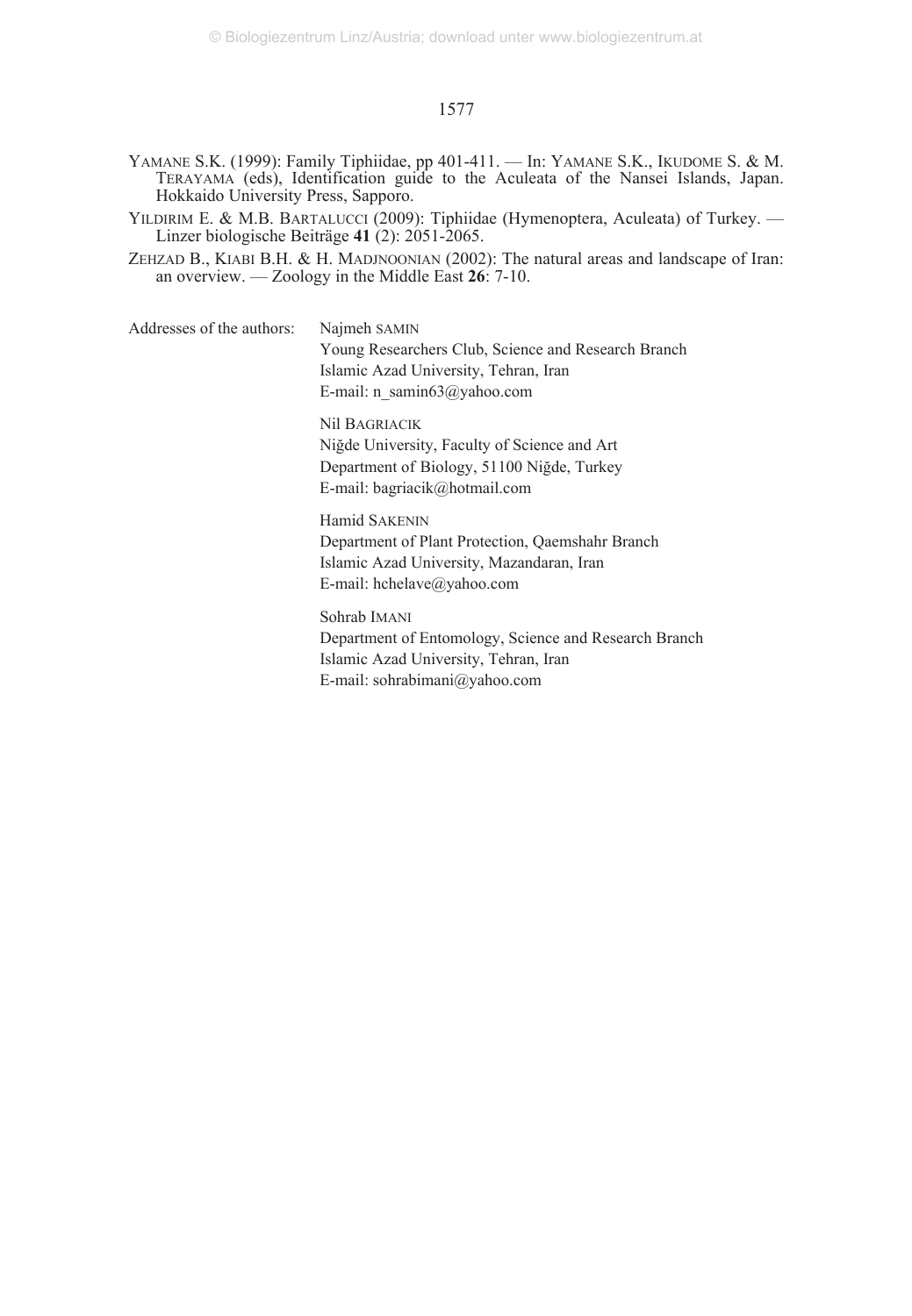YAMANE S.K. (1999): Family Tiphiidae, pp 401-411. — In: YAMANE S.K., IKUDOME S. & M. TERAYAMA (eds), Identification guide to the Aculeata of the Nansei Islands, Japan. Hokkaido University Press, Sapporo.

YILDIRIM E. & M.B. BARTALUCCI (2009): Tiphiidae (Hymenoptera, Aculeata) of Turkey. — Linzer biologische Beiträge **41** (2): 2051-2065.

ZEHZAD B., KIABI B.H. & H. MADJNOONIAN (2002): The natural areas and landscape of Iran: an overview. — Zoology in the Middle East **26**: 7-10.

Addresses of the authors:

Najmeh SAMIN
Young Researchers Club, Science and Research Branch
Islamic Azad University, Tehran, Iran
E-mail: n_samin63@yahoo.com

Nil BAGRIACIK
Niğde University, Faculty of Science and Art
Department of Biology, 51100 Niğde, Turkey
E-mail: bagriacik@hotmail.com

Hamid SAKENIN
Department of Plant Protection, Qaemshahr Branch
Islamic Azad University, Mazandaran, Iran
E-mail: hchelave@yahoo.com

Sohrab IMANI
Department of Entomology, Science and Research Branch
Islamic Azad University, Tehran, Iran
E-mail: sohrabimani@yahoo.com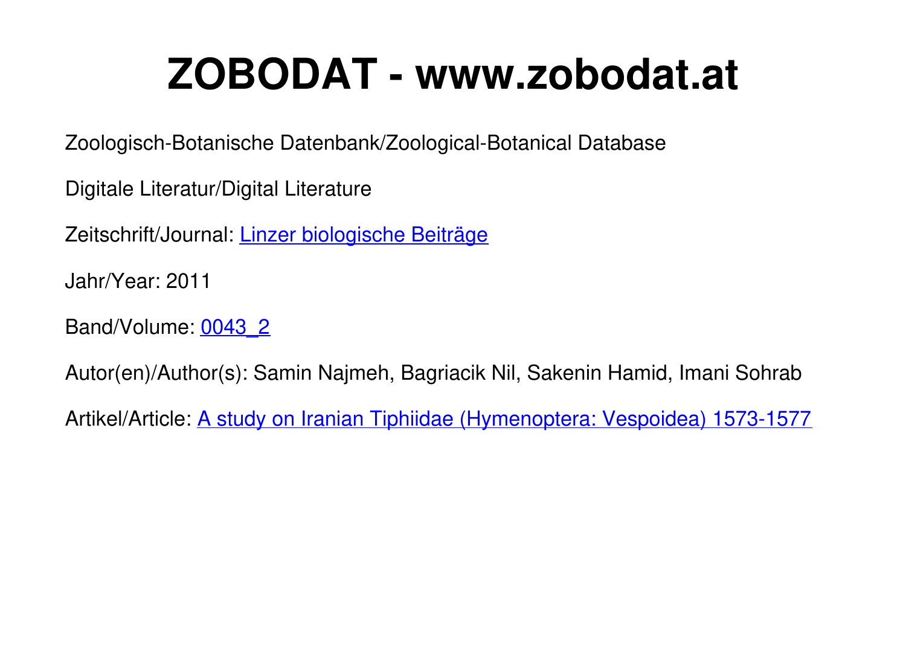# ZOBODAT - www.zobodat.at

Zoologisch-Botanische Datenbank/Zoological-Botanical Database

Digitale Literatur/Digital Literature

Zeitschrift/Journal: Linzer biologische Beiträge

Jahr/Year: 2011

Band/Volume: 0043_2

Autor(en)/Author(s): Samin Najmeh, Bagriacik Nil, Sakenin Hamid, Imani Sohrab

Artikel/Article: A study on Iranian Tiphiidae (Hymenoptera: Vespoidea) 1573-1577